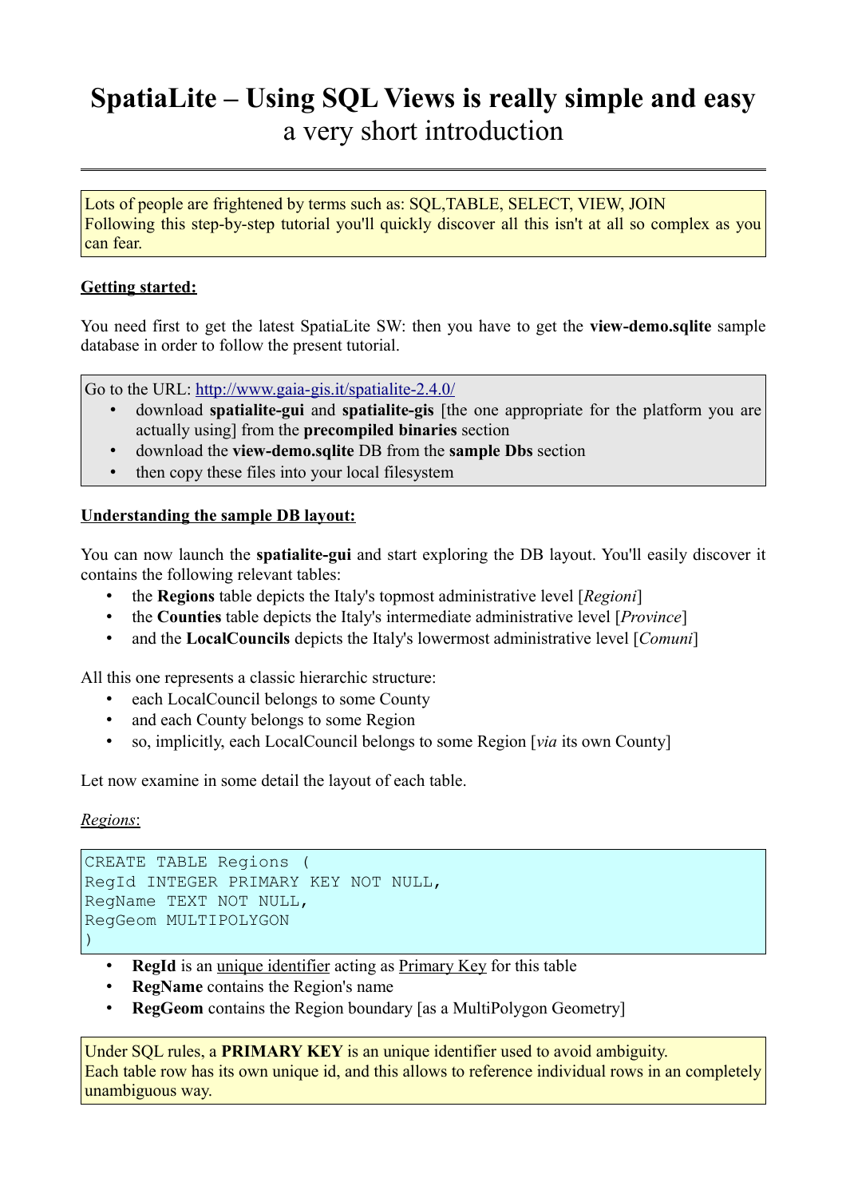# SpatiaLite – Using SQL Views is really simple and easy

## a very short introduction

---

Lots of people are frightened by terms such as: SQL,TABLE, SELECT, VIEW, JOIN
Following this step-by-step tutorial you'll quickly discover all this isn't at all so complex as you can fear.

**Getting started:**

You need first to get the latest SpatiaLite SW: then you have to get the **view-demo.sqlite** sample database in order to follow the present tutorial.

Go to the URL: http://www.gaia-gis.it/spatialite-2.4.0/

- download **spatialite-gui** and **spatialite-gis** [the one appropriate for the platform you are actually using] from the **precompiled binaries** section
- download the **view-demo.sqlite** DB from the **sample Dbs** section
- then copy these files into your local filesystem

**Understanding the sample DB layout:**

You can now launch the **spatialite-gui** and start exploring the DB layout. You'll easily discover it contains the following relevant tables:

- the **Regions** table depicts the Italy's topmost administrative level [*Regioni*]
- the **Counties** table depicts the Italy's intermediate administrative level [*Province*]
- and the **LocalCouncils** depicts the Italy's lowermost administrative level [*Comuni*]

All this one represents a classic hierarchic structure:

- each LocalCouncil belongs to some County
- and each County belongs to some Region
- so, implicitly, each LocalCouncil belongs to some Region [*via* its own County]

Let now examine in some detail the layout of each table.

*Regions*:

```
CREATE TABLE Regions (
RegId INTEGER PRIMARY KEY NOT NULL,
RegName TEXT NOT NULL,
RegGeom MULTIPOLYGON
)
```

- **RegId** is an unique identifier acting as Primary Key for this table
- **RegName** contains the Region's name
- **RegGeom** contains the Region boundary [as a MultiPolygon Geometry]

Under SQL rules, a **PRIMARY KEY** is an unique identifier used to avoid ambiguity.
Each table row has its own unique id, and this allows to reference individual rows in an completely unambiguous way.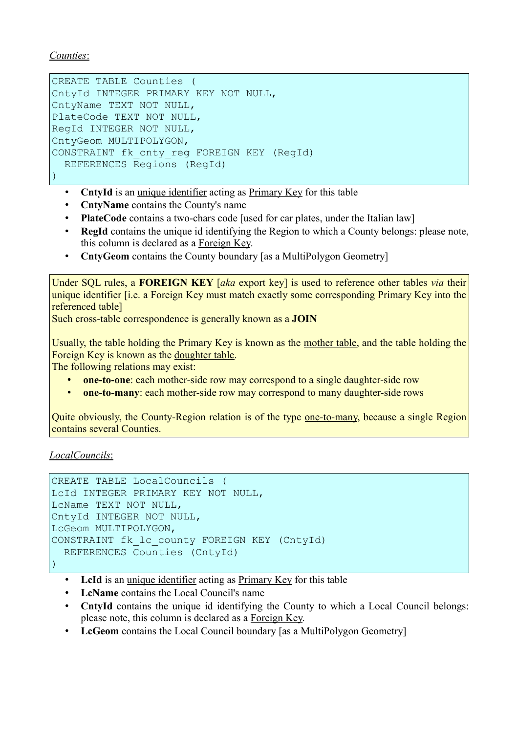*Counties*:

```
CREATE TABLE Counties (
CntyId INTEGER PRIMARY KEY NOT NULL,
CntyName TEXT NOT NULL,
PlateCode TEXT NOT NULL,
RegId INTEGER NOT NULL,
CntyGeom MULTIPOLYGON,
CONSTRAINT fk_cnty_reg FOREIGN KEY (RegId)
  REFERENCES Regions (RegId)
)
```

- **CntyId** is an unique identifier acting as Primary Key for this table
- **CntyName** contains the County's name
- **PlateCode** contains a two-chars code [used for car plates, under the Italian law]
- **RegId** contains the unique id identifying the Region to which a County belongs: please note, this column is declared as a Foreign Key.
- **CntyGeom** contains the County boundary [as a MultiPolygon Geometry]

Under SQL rules, a **FOREIGN KEY** [*aka* export key] is used to reference other tables *via* their unique identifier [i.e. a Foreign Key must match exactly some corresponding Primary Key into the referenced table]
Such cross-table correspondence is generally known as a **JOIN**

Usually, the table holding the Primary Key is known as the mother table, and the table holding the Foreign Key is known as the doughter table.
The following relations may exist:

- **one-to-one**: each mother-side row may correspond to a single daughter-side row
- **one-to-many**: each mother-side row may correspond to many daughter-side rows

Quite obviously, the County-Region relation is of the type one-to-many, because a single Region contains several Counties.

*LocalCouncils*:

```
CREATE TABLE LocalCouncils (
LcId INTEGER PRIMARY KEY NOT NULL,
LcName TEXT NOT NULL,
CntyId INTEGER NOT NULL,
LcGeom MULTIPOLYGON,
CONSTRAINT fk_lc_county FOREIGN KEY (CntyId)
  REFERENCES Counties (CntyId)
)
```

- **LcId** is an unique identifier acting as Primary Key for this table
- **LcName** contains the Local Council's name
- **CntyId** contains the unique id identifying the County to which a Local Council belongs: please note, this column is declared as a Foreign Key.
- **LcGeom** contains the Local Council boundary [as a MultiPolygon Geometry]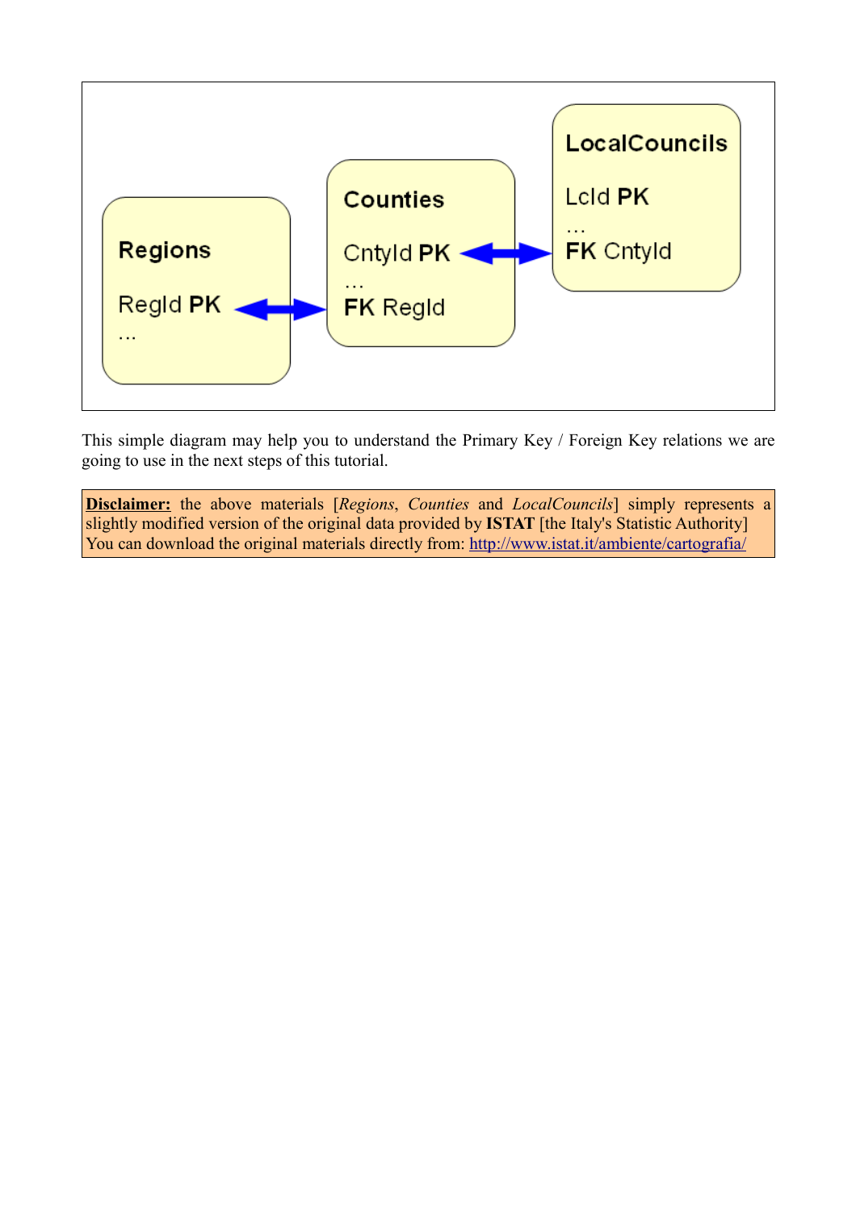**Regions**

RegId **PK**
…

**Counties**

CntyId **PK**
…
**FK** RegId

**LocalCouncils**

LcId **PK**
…
**FK** CntyId

This simple diagram may help you to understand the Primary Key / Foreign Key relations we are going to use in the next steps of this tutorial.

**Disclaimer:** the above materials [*Regions*, *Counties* and *LocalCouncils*] simply represents a slightly modified version of the original data provided by **ISTAT** [the Italy's Statistic Authority]
You can download the original materials directly from: http://www.istat.it/ambiente/cartografia/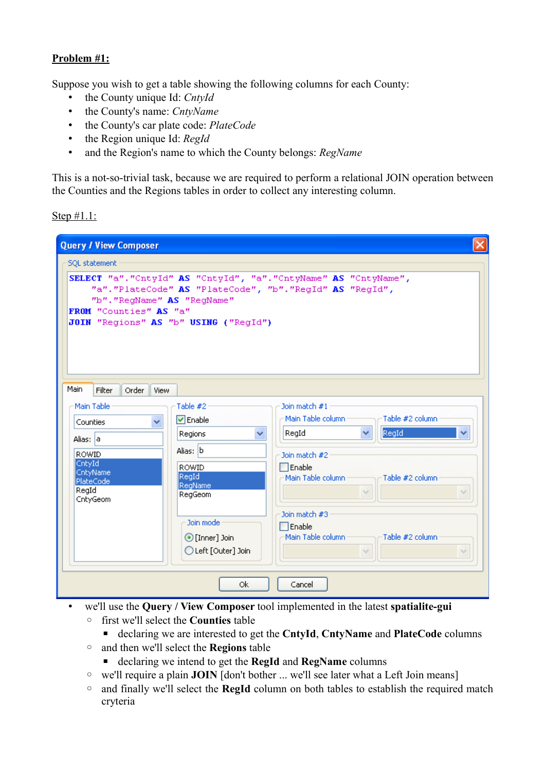## Problem #1:

Suppose you wish to get a table showing the following columns for each County:

- the County unique Id: *CntyId*
- the County's name: *CntyName*
- the County's car plate code: *PlateCode*
- the Region unique Id: *RegId*
- and the Region's name to which the County belongs: *RegName*

This is a not-so-trivial task, because we are required to perform a relational JOIN operation between the Counties and the Regions tables in order to collect any interesting column.

Step #1.1:

```
SELECT "a"."CntyId" AS "CntyId", "a"."CntyName" AS "CntyName",
    "a"."PlateCode" AS "PlateCode", "b"."RegId" AS "RegId",
    "b"."RegName" AS "RegName"
FROM "Counties" AS "a"
JOIN "Regions" AS "b" USING ("RegId")
```

- we'll use the **Query / View Composer** tool implemented in the latest **spatialite-gui**
  - first we'll select the **Counties** table
    - declaring we are interested to get the **CntyId**, **CntyName** and **PlateCode** columns
  - and then we'll select the **Regions** table
    - declaring we intend to get the **RegId** and **RegName** columns
  - we'll require a plain **JOIN** [don't bother ... we'll see later what a Left Join means]
  - and finally we'll select the **RegId** column on both tables to establish the required match cryteria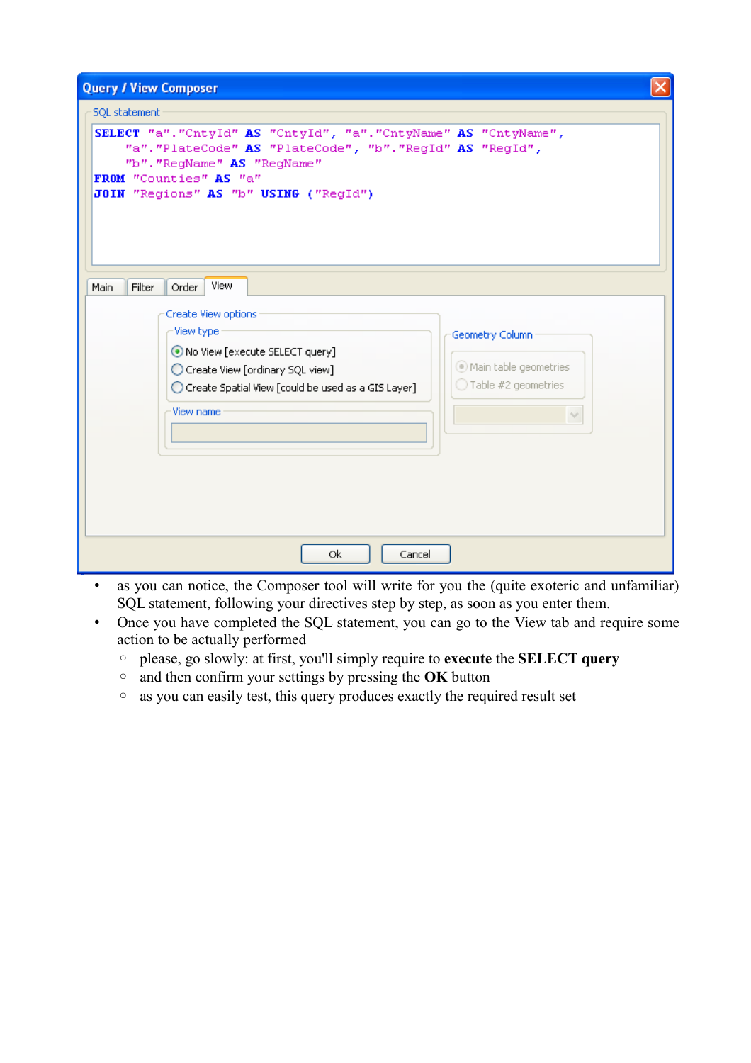- as you can notice, the Composer tool will write for you the (quite exoteric and unfamiliar) SQL statement, following your directives step by step, as soon as you enter them.
- Once you have completed the SQL statement, you can go to the View tab and require some action to be actually performed
  - please, go slowly: at first, you'll simply require to **execute** the **SELECT query**
  - and then confirm your settings by pressing the **OK** button
  - as you can easily test, this query produces exactly the required result set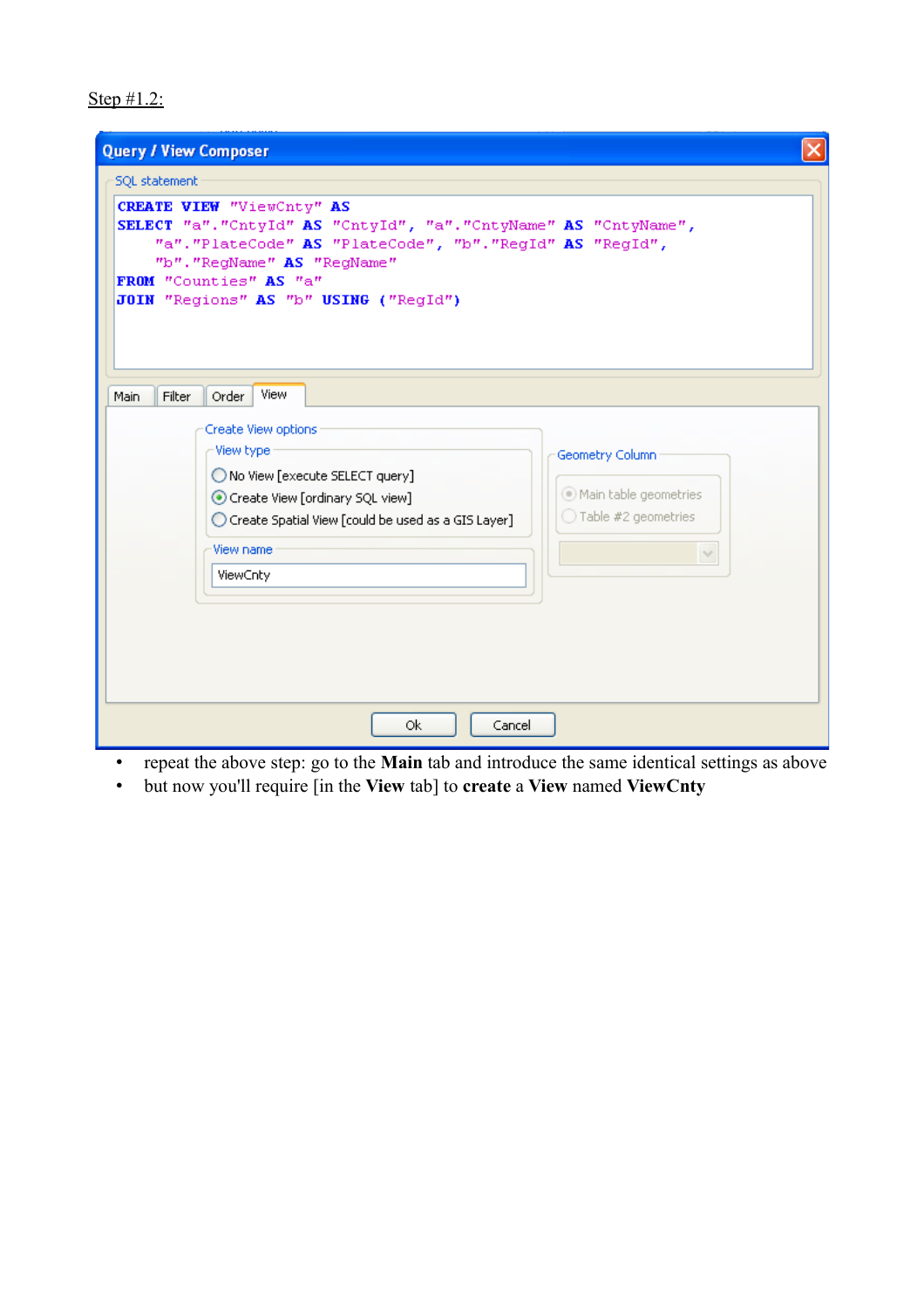Step #1.2:

Query / View Composer

SQL statement

```
CREATE VIEW "ViewCnty" AS
SELECT "a"."CntyId" AS "CntyId", "a"."CntyName" AS "CntyName",
    "a"."PlateCode" AS "PlateCode", "b"."RegId" AS "RegId",
    "b"."RegName" AS "RegName"
FROM "Counties" AS "a"
JOIN "Regions" AS "b" USING ("RegId")
```

Main | Filter | Order | View

Create View options

View type

- No View [execute SELECT query]
- Create View [ordinary SQL view]
- Create Spatial View [could be used as a GIS Layer]

View name

ViewCnty

Geometry Column

- Main table geometries
- Table #2 geometries

Ok | Cancel

- repeat the above step: go to the **Main** tab and introduce the same identical settings as above
- but now you'll require [in the **View** tab] to **create** a **View** named **ViewCnty**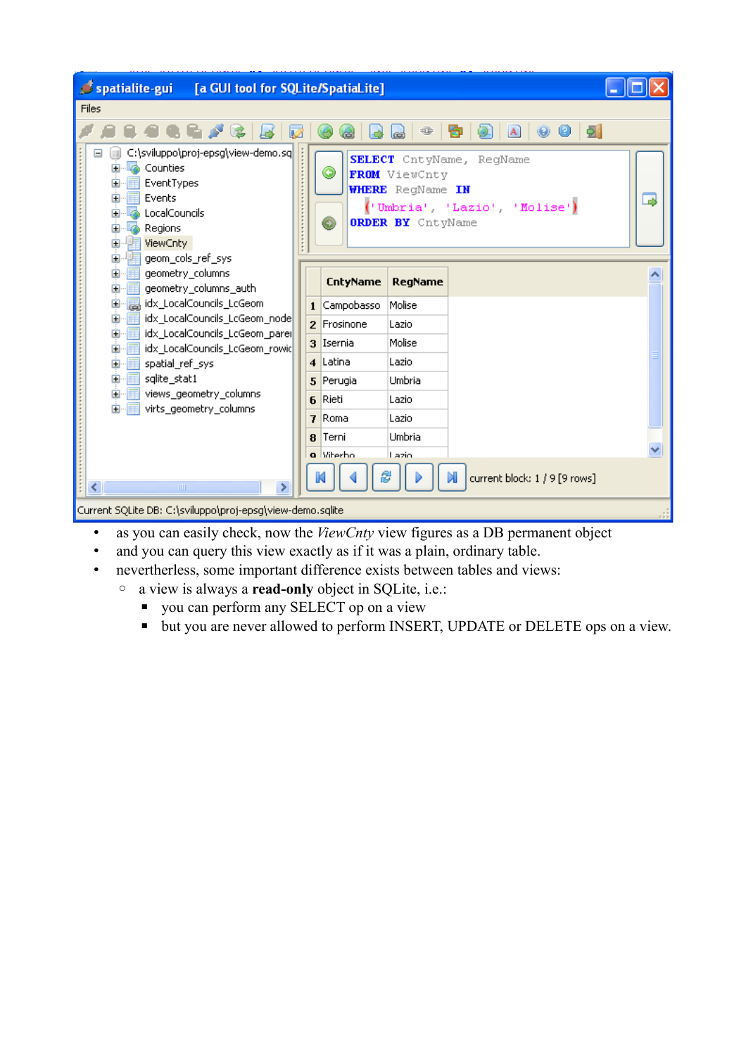- as you can easily check, now the *ViewCnty* view figures as a DB permanent object
- and you can query this view exactly as if it was a plain, ordinary table.
- nevertheless, some important difference exists between tables and views:
  - a view is always a **read-only** object in SQLite, i.e.:
    - you can perform any SELECT op on a view
    - but you are never allowed to perform INSERT, UPDATE or DELETE ops on a view.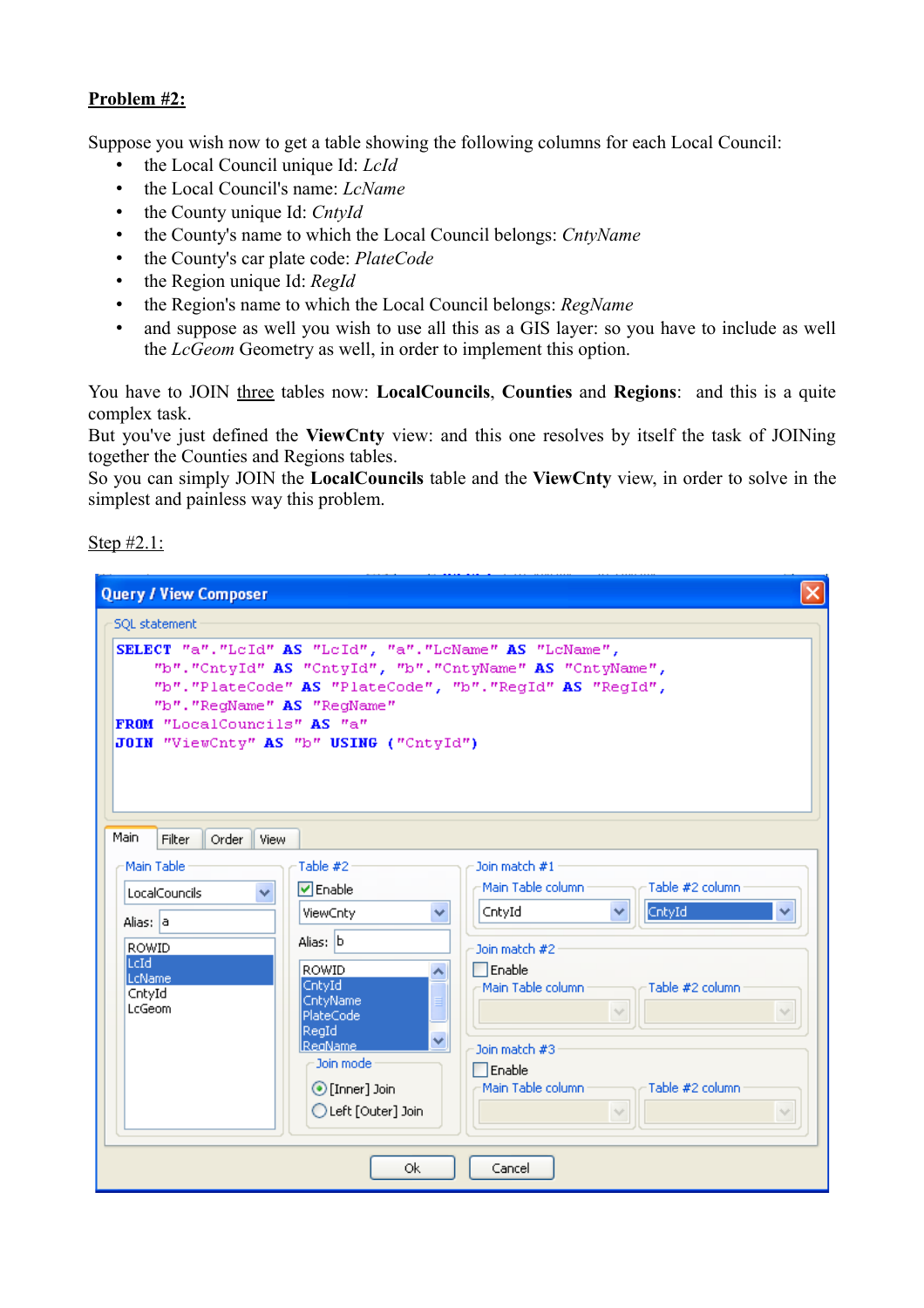**Problem #2:**

Suppose you wish now to get a table showing the following columns for each Local Council:

- the Local Council unique Id: *LcId*
- the Local Council's name: *LcName*
- the County unique Id: *CntyId*
- the County's name to which the Local Council belongs: *CntyName*
- the County's car plate code: *PlateCode*
- the Region unique Id: *RegId*
- the Region's name to which the Local Council belongs: *RegName*
- and suppose as well you wish to use all this as a GIS layer: so you have to include as well the *LcGeom* Geometry as well, in order to implement this option.

You have to JOIN three tables now: **LocalCouncils**, **Counties** and **Regions**: and this is a quite complex task.
But you've just defined the **ViewCnty** view: and this one resolves by itself the task of JOINing together the Counties and Regions tables.
So you can simply JOIN the **LocalCouncils** table and the **ViewCnty** view, in order to solve in the simplest and painless way this problem.

Step #2.1:

Query / View Composer

SQL statement

```
SELECT "a"."LcId" AS "LcId", "a"."LcName" AS "LcName",
    "b"."CntyId" AS "CntyId", "b"."CntyName" AS "CntyName",
    "b"."PlateCode" AS "PlateCode", "b"."RegId" AS "RegId",
    "b"."RegName" AS "RegName"
FROM "LocalCouncils" AS "a"
JOIN "ViewCnty" AS "b" USING ("CntyId")
```

Main | Filter | Order | View

Main Table: LocalCouncils — Alias: a — Columns: ROWID, LcId, LcName, CntyId, LcGeom

Table #2: [x] Enable — ViewCnty — Alias: b — Columns: ROWID, CntyId, CntyName, PlateCode, RegId, RegName

Join mode: (•) [Inner] Join ( ) Left [Outer] Join

Join match #1: Main Table column: CntyId — Table #2 column: CntyId

Join match #2: [ ] Enable — Main Table column — Table #2 column

Join match #3: [ ] Enable — Main Table column — Table #2 column

Ok | Cancel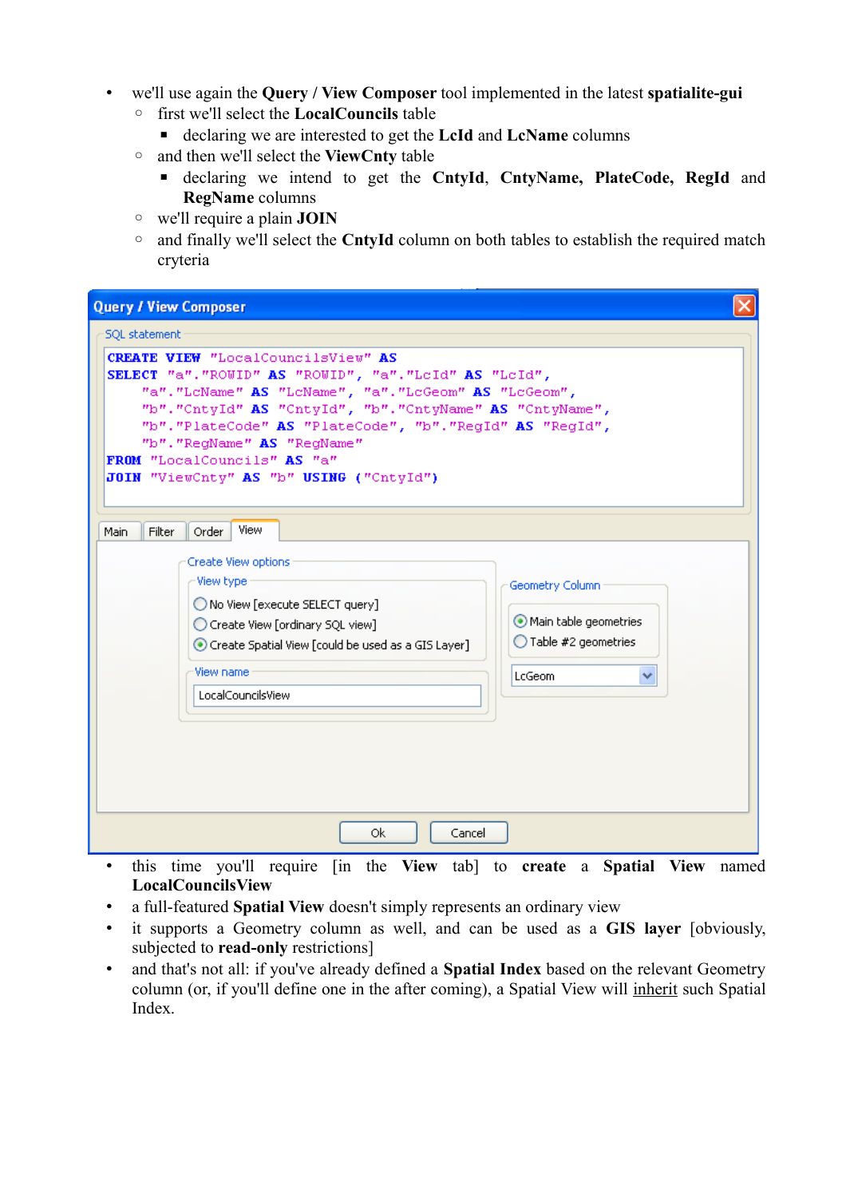- we'll use again the **Query / View Composer** tool implemented in the latest **spatialite-gui**
  - first we'll select the **LocalCouncils** table
    - declaring we are interested to get the **LcId** and **LcName** columns
  - and then we'll select the **ViewCnty** table
    - declaring we intend to get the **CntyId**, **CntyName, PlateCode, RegId** and **RegName** columns
  - we'll require a plain **JOIN**
  - and finally we'll select the **CntyId** column on both tables to establish the required match cryteria

```
CREATE VIEW "LocalCouncilsView" AS
SELECT "a"."ROWID" AS "ROWID", "a"."LcId" AS "LcId",
    "a"."LcName" AS "LcName", "a"."LcGeom" AS "LcGeom",
    "b"."CntyId" AS "CntyId", "b"."CntyName" AS "CntyName",
    "b"."PlateCode" AS "PlateCode", "b"."RegId" AS "RegId",
    "b"."RegName" AS "RegName"
FROM "LocalCouncils" AS "a"
JOIN "ViewCnty" AS "b" USING ("CntyId")
```

- this time you'll require [in the **View** tab] to **create** a **Spatial View** named **LocalCouncilsView**
- a full-featured **Spatial View** doesn't simply represents an ordinary view
- it supports a Geometry column as well, and can be used as a **GIS layer** [obviously, subjected to **read-only** restrictions]
- and that's not all: if you've already defined a **Spatial Index** based on the relevant Geometry column (or, if you'll define one in the after coming), a Spatial View will inherit such Spatial Index.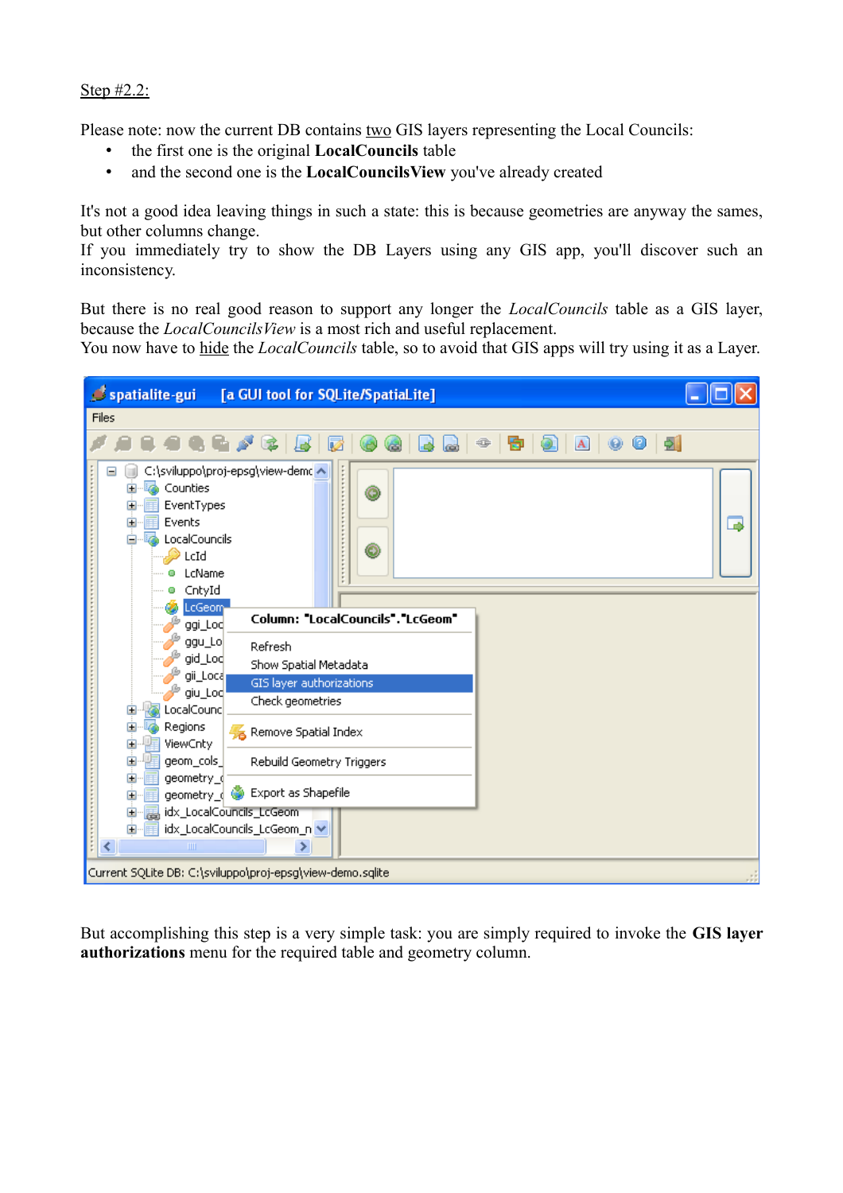Step #2.2:

Please note: now the current DB contains two GIS layers representing the Local Councils:

- the first one is the original **LocalCouncils** table
- and the second one is the **LocalCouncilsView** you've already created

It's not a good idea leaving things in such a state: this is because geometries are anyway the sames, but other columns change.
If you immediately try to show the DB Layers using any GIS app, you'll discover such an inconsistency.

But there is no real good reason to support any longer the *LocalCouncils* table as a GIS layer, because the *LocalCouncilsView* is a most rich and useful replacement.
You now have to hide the *LocalCouncils* table, so to avoid that GIS apps will try using it as a Layer.

But accomplishing this step is a very simple task: you are simply required to invoke the **GIS layer authorizations** menu for the required table and geometry column.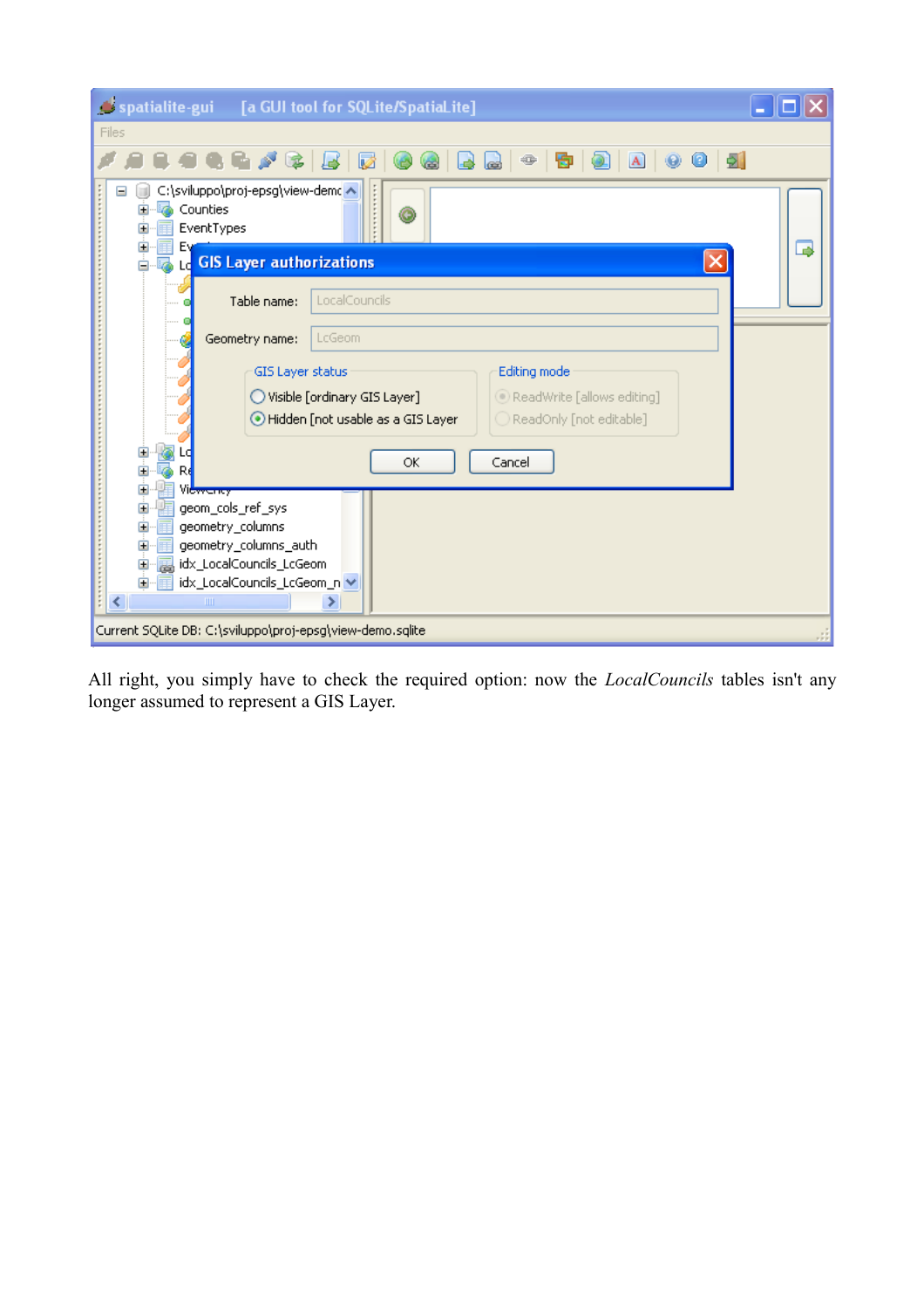All right, you simply have to check the required option: now the *LocalCouncils* tables isn't any longer assumed to represent a GIS Layer.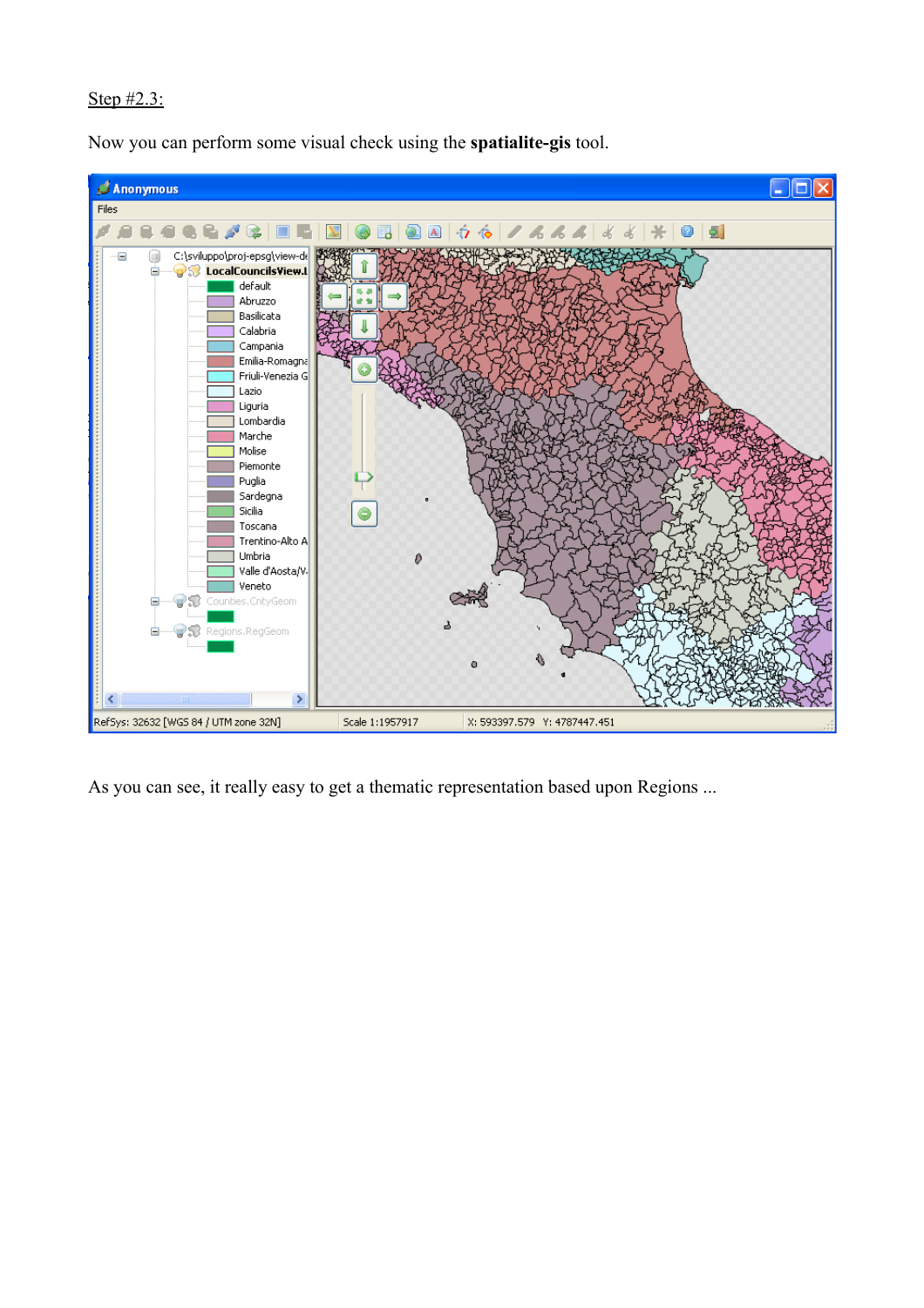Step #2.3:

Now you can perform some visual check using the **spatialite-gis** tool.

As you can see, it really easy to get a thematic representation based upon Regions ...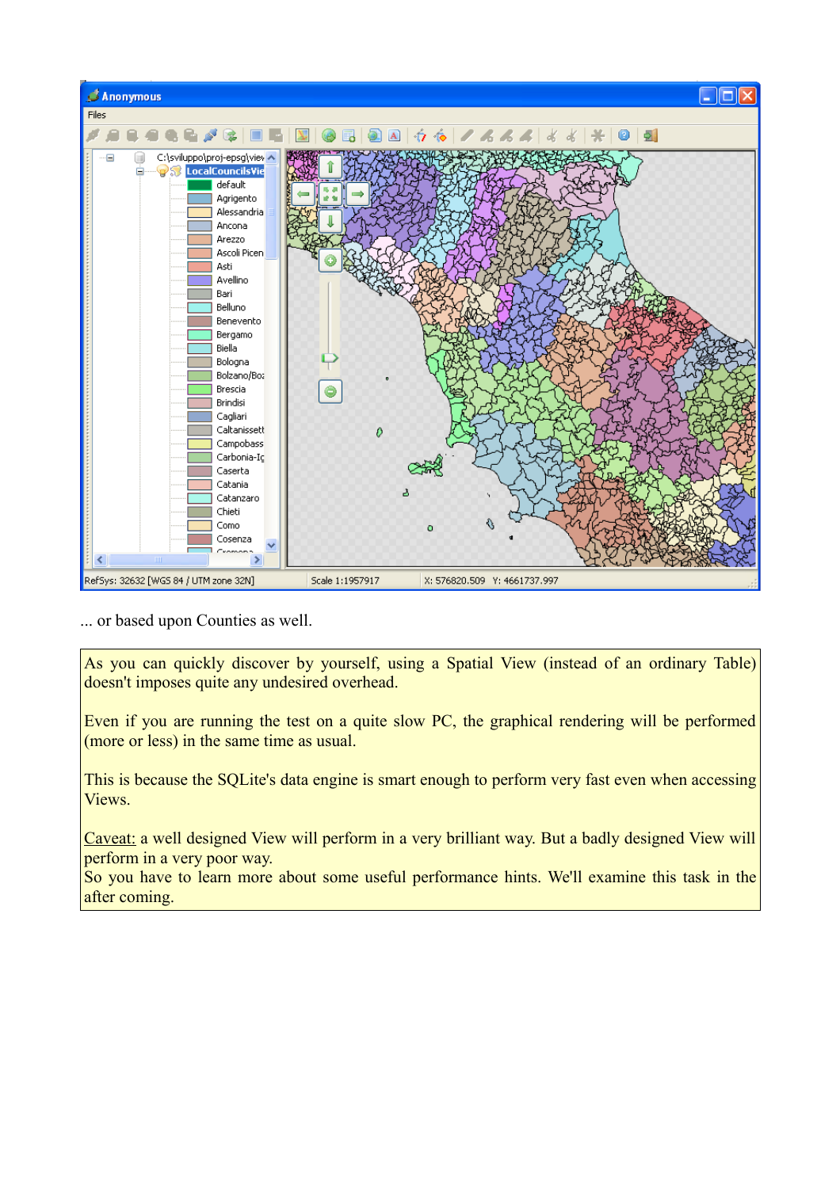... or based upon Counties as well.

As you can quickly discover by yourself, using a Spatial View (instead of an ordinary Table) doesn't imposes quite any undesired overhead.

Even if you are running the test on a quite slow PC, the graphical rendering will be performed (more or less) in the same time as usual.

This is because the SQLite's data engine is smart enough to perform very fast even when accessing Views.

Caveat: a well designed View will perform in a very brilliant way. But a badly designed View will perform in a very poor way.
So you have to learn more about some useful performance hints. We'll examine this task in the after coming.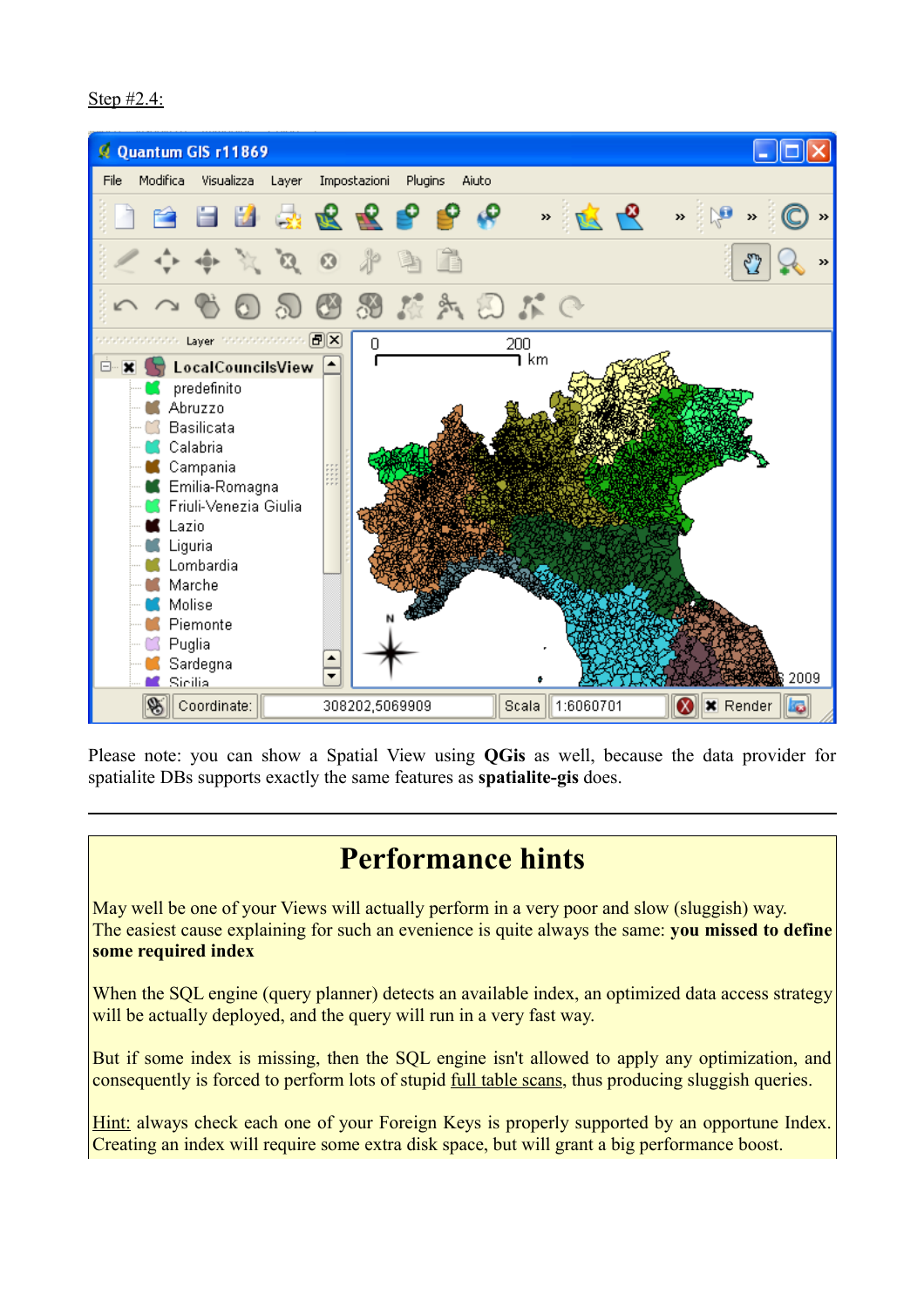Step #2.4:

Please note: you can show a Spatial View using **QGis** as well, because the data provider for spatialite DBs supports exactly the same features as **spatialite-gis** does.

---

# Performance hints

May well be one of your Views will actually perform in a very poor and slow (sluggish) way.
The easiest cause explaining for such an evenience is quite always the same: **you missed to define some required index**

When the SQL engine (query planner) detects an available index, an optimized data access strategy will be actually deployed, and the query will run in a very fast way.

But if some index is missing, then the SQL engine isn't allowed to apply any optimization, and consequently is forced to perform lots of stupid full table scans, thus producing sluggish queries.

Hint: always check each one of your Foreign Keys is properly supported by an opportune Index.
Creating an index will require some extra disk space, but will grant a big performance boost.